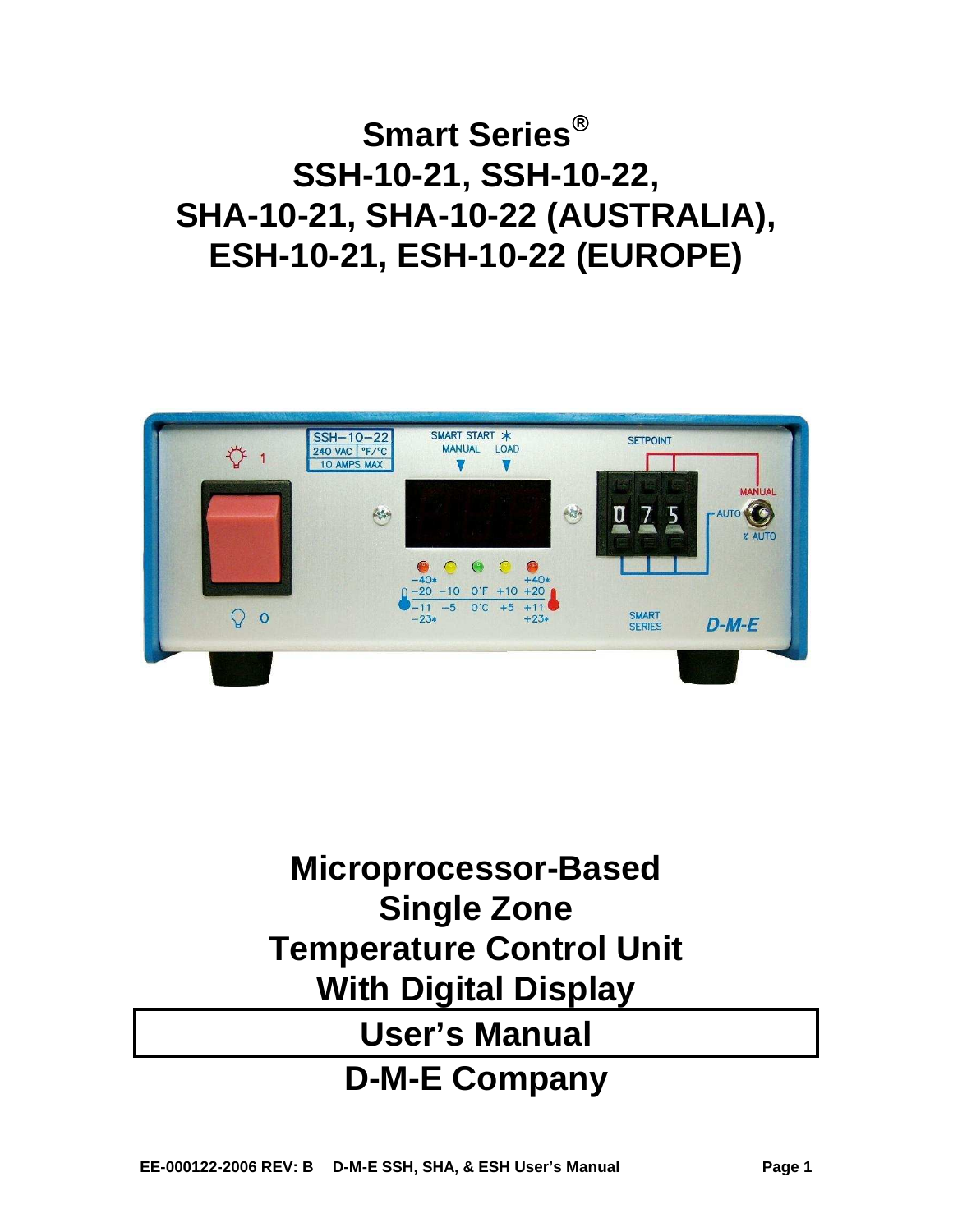# Smart Series®

# SSH-10-21, SSH-10-22, SHA-10-21, SHA-10-22 (AUSTRALIA), ESH-10-21, ESH-10-22 (EUROPE)

## Microprocessor-Based Single Zone Temperature Control Unit With Digital Display

## User's Manual

## D-M-E Company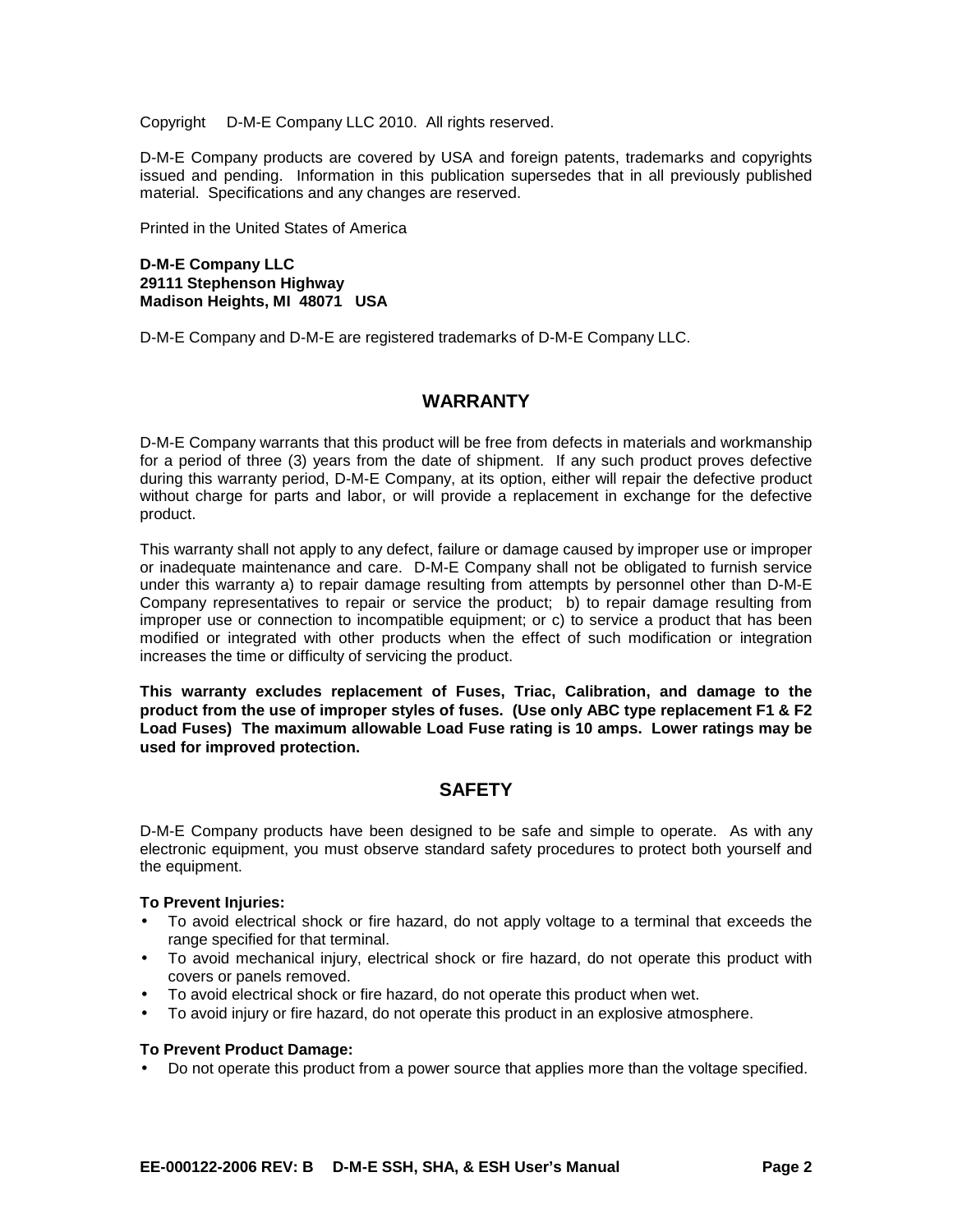Copyright D-M-E Company LLC 2010. All rights reserved.

D-M-E Company products are covered by USA and foreign patents, trademarks and copyrights issued and pending. Information in this publication supersedes that in all previously published material. Specifications and any changes are reserved.

Printed in the United States of America

**D-M-E Company LLC**
**29111 Stephenson Highway**
**Madison Heights, MI 48071 USA**

D-M-E Company and D-M-E are registered trademarks of D-M-E Company LLC.

## WARRANTY

D-M-E Company warrants that this product will be free from defects in materials and workmanship for a period of three (3) years from the date of shipment. If any such product proves defective during this warranty period, D-M-E Company, at its option, either will repair the defective product without charge for parts and labor, or will provide a replacement in exchange for the defective product.

This warranty shall not apply to any defect, failure or damage caused by improper use or improper or inadequate maintenance and care. D-M-E Company shall not be obligated to furnish service under this warranty a) to repair damage resulting from attempts by personnel other than D-M-E Company representatives to repair or service the product; b) to repair damage resulting from improper use or connection to incompatible equipment; or c) to service a product that has been modified or integrated with other products when the effect of such modification or integration increases the time or difficulty of servicing the product.

**This warranty excludes replacement of Fuses, Triac, Calibration, and damage to the product from the use of improper styles of fuses. (Use only ABC type replacement F1 & F2 Load Fuses) The maximum allowable Load Fuse rating is 10 amps. Lower ratings may be used for improved protection.**

## SAFETY

D-M-E Company products have been designed to be safe and simple to operate. As with any electronic equipment, you must observe standard safety procedures to protect both yourself and the equipment.

**To Prevent Injuries:**

- To avoid electrical shock or fire hazard, do not apply voltage to a terminal that exceeds the range specified for that terminal.
- To avoid mechanical injury, electrical shock or fire hazard, do not operate this product with covers or panels removed.
- To avoid electrical shock or fire hazard, do not operate this product when wet.
- To avoid injury or fire hazard, do not operate this product in an explosive atmosphere.

**To Prevent Product Damage:**

- Do not operate this product from a power source that applies more than the voltage specified.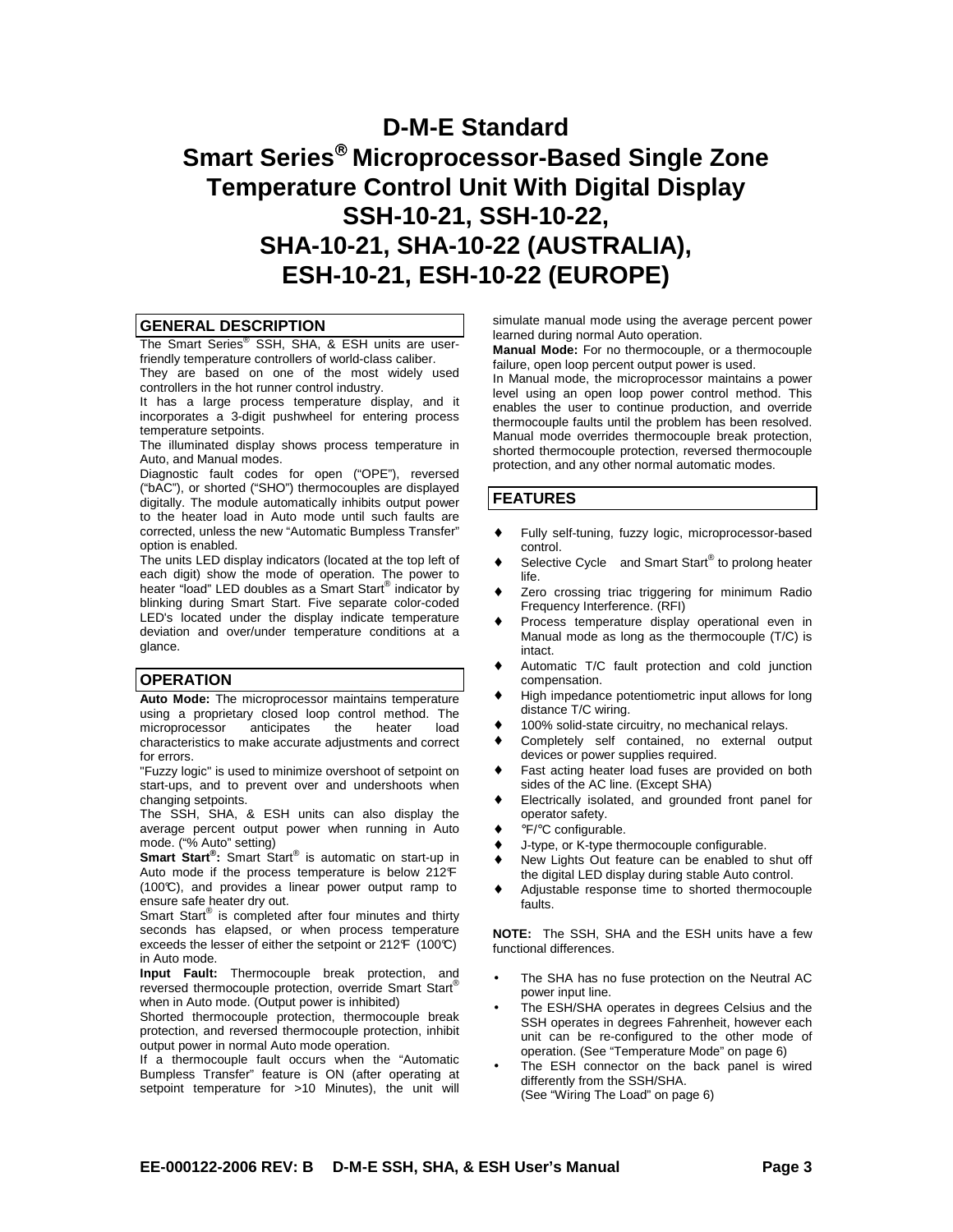# D-M-E Standard
# Smart Series® Microprocessor-Based Single Zone Temperature Control Unit With Digital Display
# SSH-10-21, SSH-10-22, SHA-10-21, SHA-10-22 (AUSTRALIA), ESH-10-21, ESH-10-22 (EUROPE)

## GENERAL DESCRIPTION

The Smart Series® SSH, SHA, & ESH units are user-friendly temperature controllers of world-class caliber.

They are based on one of the most widely used controllers in the hot runner control industry.

It has a large process temperature display, and it incorporates a 3-digit pushwheel for entering process temperature setpoints.

The illuminated display shows process temperature in Auto, and Manual modes.

Diagnostic fault codes for open ("OPE"), reversed ("bAC"), or shorted ("SHO") thermocouples are displayed digitally. The module automatically inhibits output power to the heater load in Auto mode until such faults are corrected, unless the new "Automatic Bumpless Transfer" option is enabled.

The units LED display indicators (located at the top left of each digit) show the mode of operation. The power to heater "load" LED doubles as a Smart Start® indicator by blinking during Smart Start. Five separate color-coded LED's located under the display indicate temperature deviation and over/under temperature conditions at a glance.

## OPERATION

**Auto Mode:** The microprocessor maintains temperature using a proprietary closed loop control method. The microprocessor anticipates the heater load characteristics to make accurate adjustments and correct for errors.

"Fuzzy logic" is used to minimize overshoot of setpoint on start-ups, and to prevent over and undershoots when changing setpoints.

The SSH, SHA, & ESH units can also display the average percent output power when running in Auto mode. ("% Auto" setting)

**Smart Start®:** Smart Start® is automatic on start-up in Auto mode if the process temperature is below 212℉ (100℃), and provides a linear power output ramp to ensure safe heater dry out.

Smart Start® is completed after four minutes and thirty seconds has elapsed, or when process temperature exceeds the lesser of either the setpoint or 212℉ (100℃) in Auto mode.

**Input Fault:** Thermocouple break protection, and reversed thermocouple protection, override Smart Start® when in Auto mode. (Output power is inhibited)

Shorted thermocouple protection, thermocouple break protection, and reversed thermocouple protection, inhibit output power in normal Auto mode operation.

If a thermocouple fault occurs when the "Automatic Bumpless Transfer" feature is ON (after operating at setpoint temperature for >10 Minutes), the unit will simulate manual mode using the average percent power learned during normal Auto operation.

**Manual Mode:** For no thermocouple, or a thermocouple failure, open loop percent output power is used.

In Manual mode, the microprocessor maintains a power level using an open loop power control method. This enables the user to continue production, and override thermocouple faults until the problem has been resolved. Manual mode overrides thermocouple break protection, shorted thermocouple protection, reversed thermocouple protection, and any other normal automatic modes.

## FEATURES

- Fully self-tuning, fuzzy logic, microprocessor-based control.
- Selective Cycle and Smart Start® to prolong heater life.
- Zero crossing triac triggering for minimum Radio Frequency Interference. (RFI)
- Process temperature display operational even in Manual mode as long as the thermocouple (T/C) is intact.
- Automatic T/C fault protection and cold junction compensation.
- High impedance potentiometric input allows for long distance T/C wiring.
- 100% solid-state circuitry, no mechanical relays.
- Completely self contained, no external output devices or power supplies required.
- Fast acting heater load fuses are provided on both sides of the AC line. (Except SHA)
- Electrically isolated, and grounded front panel for operator safety.
- ℉/℃ configurable.
- J-type, or K-type thermocouple configurable.
- New Lights Out feature can be enabled to shut off the digital LED display during stable Auto control.
- Adjustable response time to shorted thermocouple faults.

**NOTE:** The SSH, SHA and the ESH units have a few functional differences.

- The SHA has no fuse protection on the Neutral AC power input line.
- The ESH/SHA operates in degrees Celsius and the SSH operates in degrees Fahrenheit, however each unit can be re-configured to the other mode of operation. (See "Temperature Mode" on page 6)
- The ESH connector on the back panel is wired differently from the SSH/SHA. (See "Wiring The Load" on page 6)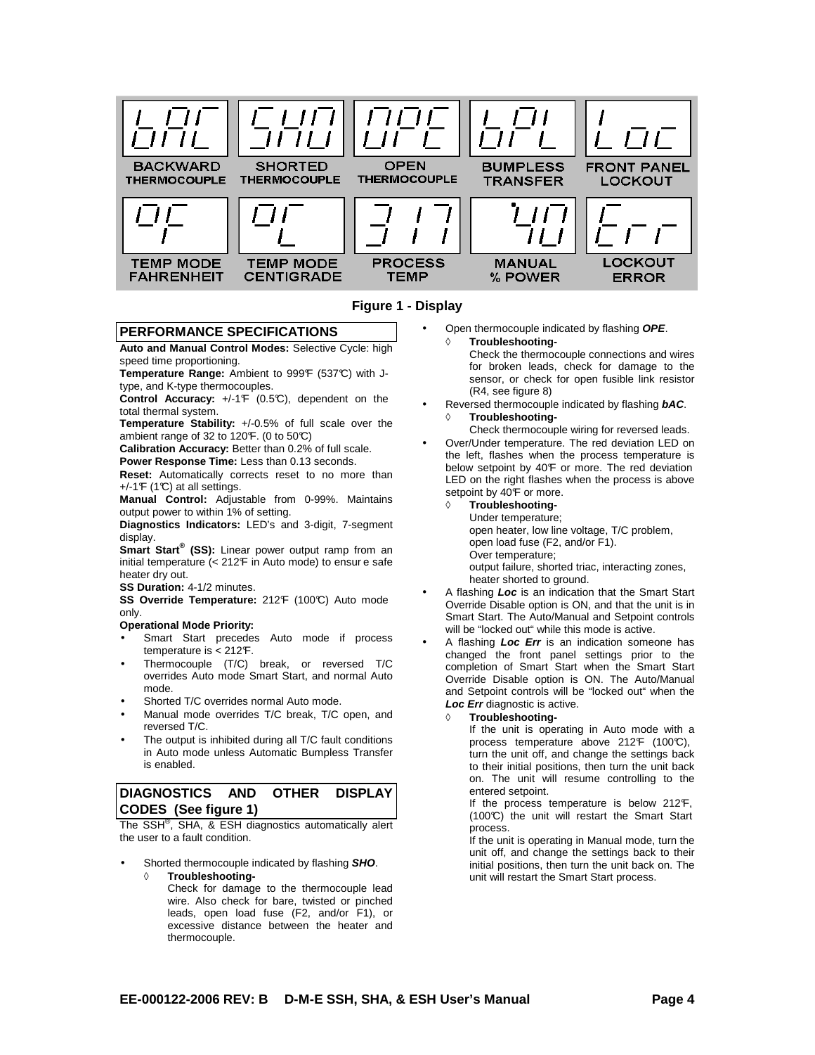| bAC | SHO | OPE | bPL | Loc |
|---|---|---|---|---|
| BACKWARD THERMOCOUPLE | SHORTED THERMOCOUPLE | OPEN THERMOCOUPLE | BUMPLESS TRANSFER | FRONT PANEL LOCKOUT |
| oF | oC | 317 | 40 | Err |
| TEMP MODE FAHRENHEIT | TEMP MODE CENTIGRADE | PROCESS TEMP | MANUAL % POWER | LOCKOUT ERROR |

**Figure 1 - Display**

## PERFORMANCE SPECIFICATIONS

**Auto and Manual Control Modes:** Selective Cycle: high speed time proportioning.

**Temperature Range:** Ambient to 999°F (537°C) with J-type, and K-type thermocouples.

**Control Accuracy:** +/-1°F (0.5°C), dependent on the total thermal system.

**Temperature Stability:** +/-0.5% of full scale over the ambient range of 32 to 120°F. (0 to 50°C)

**Calibration Accuracy:** Better than 0.2% of full scale.

**Power Response Time:** Less than 0.13 seconds.

**Reset:** Automatically corrects reset to no more than +/-1°F (1°C) at all settings.

**Manual Control:** Adjustable from 0-99%. Maintains output power to within 1% of setting.

**Diagnostics Indicators:** LED's and 3-digit, 7-segment display.

**Smart Start® (SS):** Linear power output ramp from an initial temperature (< 212°F in Auto mode) to ensure safe heater dry out.

**SS Duration:** 4-1/2 minutes.

**SS Override Temperature:** 212°F (100°C) Auto mode only.

**Operational Mode Priority:**

- Smart Start precedes Auto mode if process temperature is < 212°F.
- Thermocouple (T/C) break, or reversed T/C overrides Auto mode Smart Start, and normal Auto mode.
- Shorted T/C overrides normal Auto mode.
- Manual mode overrides T/C break, T/C open, and reversed T/C.
- The output is inhibited during all T/C fault conditions in Auto mode unless Automatic Bumpless Transfer is enabled.

## DIAGNOSTICS AND OTHER DISPLAY CODES (See figure 1)

The SSH®, SHA, & ESH diagnostics automatically alert the user to a fault condition.

- Shorted thermocouple indicated by flashing ***SHO***.
  - ◊ **Troubleshooting-**
    Check for damage to the thermocouple lead wire. Also check for bare, twisted or pinched leads, open load fuse (F2, and/or F1), or excessive distance between the heater and thermocouple.
- Open thermocouple indicated by flashing ***OPE***.
  - ◊ **Troubleshooting-**
    Check the thermocouple connections and wires for broken leads, check for damage to the sensor, or check for open fusible link resistor (R4, see figure 8)
- Reversed thermocouple indicated by flashing ***bAC***.
  - ◊ **Troubleshooting-**
    Check thermocouple wiring for reversed leads.
- Over/Under temperature. The red deviation LED on the left, flashes when the process temperature is below setpoint by 40°F or more. The red deviation LED on the right flashes when the process is above setpoint by 40°F or more.
  - ◊ **Troubleshooting-**
    Under temperature;
    open heater, low line voltage, T/C problem, open load fuse (F2, and/or F1).
    Over temperature;
    output failure, shorted triac, interacting zones, heater shorted to ground.
- A flashing ***Loc*** is an indication that the Smart Start Override Disable option is ON, and that the unit is in Smart Start. The Auto/Manual and Setpoint controls will be "locked out" while this mode is active.
- A flashing ***Loc Err*** is an indication someone has changed the front panel settings prior to the completion of Smart Start when the Smart Start Override Disable option is ON. The Auto/Manual and Setpoint controls will be "locked out" when the ***Loc Err*** diagnostic is active.
  - ◊ **Troubleshooting-**
    If the unit is operating in Auto mode with a process temperature above 212°F (100°C), turn the unit off, and change the settings back to their initial positions, then turn the unit back on. The unit will resume controlling to the entered setpoint.
    If the process temperature is below 212°F, (100°C) the unit will restart the Smart Start process.
    If the unit is operating in Manual mode, turn the unit off, and change the settings back to their initial positions, then turn the unit back on. The unit will restart the Smart Start process.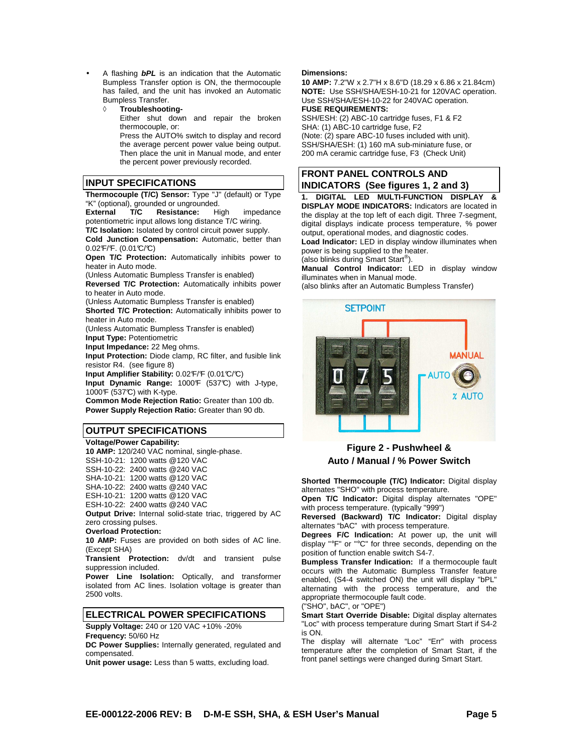- A flashing ***bPL*** is an indication that the Automatic Bumpless Transfer option is ON, the thermocouple has failed, and the unit has invoked an Automatic Bumpless Transfer.
  - ◊ **Troubleshooting-**
    Either shut down and repair the broken thermocouple, or:
    Press the AUTO% switch to display and record the average percent power value being output. Then place the unit in Manual mode, and enter the percent power previously recorded.

## INPUT SPECIFICATIONS

**Thermocouple (T/C) Sensor:** Type "J" (default) or Type "K" (optional), grounded or ungrounded.
**External T/C Resistance:** High impedance potentiometric input allows long distance T/C wiring.
**T/C Isolation:** Isolated by control circuit power supply.
**Cold Junction Compensation:** Automatic, better than 0.02℉/℉. (0.01℃/℃)
**Open T/C Protection:** Automatically inhibits power to heater in Auto mode.
(Unless Automatic Bumpless Transfer is enabled)
**Reversed T/C Protection:** Automatically inhibits power to heater in Auto mode.
(Unless Automatic Bumpless Transfer is enabled)
**Shorted T/C Protection:** Automatically inhibits power to heater in Auto mode.
(Unless Automatic Bumpless Transfer is enabled)
**Input Type:** Potentiometric
**Input Impedance:** 22 Meg ohms.
**Input Protection:** Diode clamp, RC filter, and fusible link resistor R4. (see figure 8)
**Input Amplifier Stability:** 0.02℉/℉ (0.01℃/℃)
**Input Dynamic Range:** 1000℉ (537℃) with J-type, 1000℉ (537℃) with K-type.
**Common Mode Rejection Ratio:** Greater than 100 db.
**Power Supply Rejection Ratio:** Greater than 90 db.

## OUTPUT SPECIFICATIONS

**Voltage/Power Capability:**
**10 AMP:** 120/240 VAC nominal, single-phase.
SSH-10-21: 1200 watts @120 VAC
SSH-10-22: 2400 watts @240 VAC
SHA-10-21: 1200 watts @120 VAC
SHA-10-22: 2400 watts @240 VAC
ESH-10-21: 1200 watts @120 VAC
ESH-10-22: 2400 watts @240 VAC
**Output Drive:** Internal solid-state triac, triggered by AC zero crossing pulses.
**Overload Protection:**
**10 AMP:** Fuses are provided on both sides of AC line. (Except SHA)
**Transient Protection:** dv/dt and transient pulse suppression included.
**Power Line Isolation:** Optically, and transformer isolated from AC lines. Isolation voltage is greater than 2500 volts.

## ELECTRICAL POWER SPECIFICATIONS

**Supply Voltage:** 240 or 120 VAC +10% -20%
**Frequency:** 50/60 Hz
**DC Power Supplies:** Internally generated, regulated and compensated.
**Unit power usage:** Less than 5 watts, excluding load.

**Dimensions:**
**10 AMP:** 7.2"W x 2.7"H x 8.6"D (18.29 x 6.86 x 21.84cm)
**NOTE:** Use SSH/SHA/ESH-10-21 for 120VAC operation. Use SSH/SHA/ESH-10-22 for 240VAC operation.
**FUSE REQUIREMENTS:**
SSH/ESH: (2) ABC-10 cartridge fuses, F1 & F2
SHA: (1) ABC-10 cartridge fuse, F2
(Note: (2) spare ABC-10 fuses included with unit).
SSH/SHA/ESH: (1) 160 mA sub-miniature fuse, or 200 mA ceramic cartridge fuse, F3 (Check Unit)

## FRONT PANEL CONTROLS AND INDICATORS (See figures 1, 2 and 3)

**1. DIGITAL LED MULTI-FUNCTION DISPLAY & DISPLAY MODE INDICATORS:** Indicators are located in the display at the top left of each digit. Three 7-segment, digital displays indicate process temperature, % power output, operational modes, and diagnostic codes.
**Load Indicator:** LED in display window illuminates when power is being supplied to the heater.
(also blinks during Smart Start®).
**Manual Control Indicator:** LED in display window illuminates when in Manual mode.
(also blinks after an Automatic Bumpless Transfer)

**Figure 2 - Pushwheel & Auto / Manual / % Power Switch**

**Shorted Thermocouple (T/C) Indicator:** Digital display alternates "SHO" with process temperature.
**Open T/C Indicator:** Digital display alternates "OPE" with process temperature. (typically "999")
**Reversed (Backward) T/C Indicator:** Digital display alternates "bAC" with process temperature.
**Degrees F/C Indication:** At power up, the unit will display "°F" or "°C" for three seconds, depending on the position of function enable switch S4-7.
**Bumpless Transfer Indication:** If a thermocouple fault occurs with the Automatic Bumpless Transfer feature enabled, (S4-4 switched ON) the unit will display "bPL" alternating with the process temperature, and the appropriate thermocouple fault code.
("SHO", bAC", or "OPE")
**Smart Start Override Disable:** Digital display alternates "Loc" with process temperature during Smart Start if S4-2 is ON.
The display will alternate "Loc" "Err" with process temperature after the completion of Smart Start, if the front panel settings were changed during Smart Start.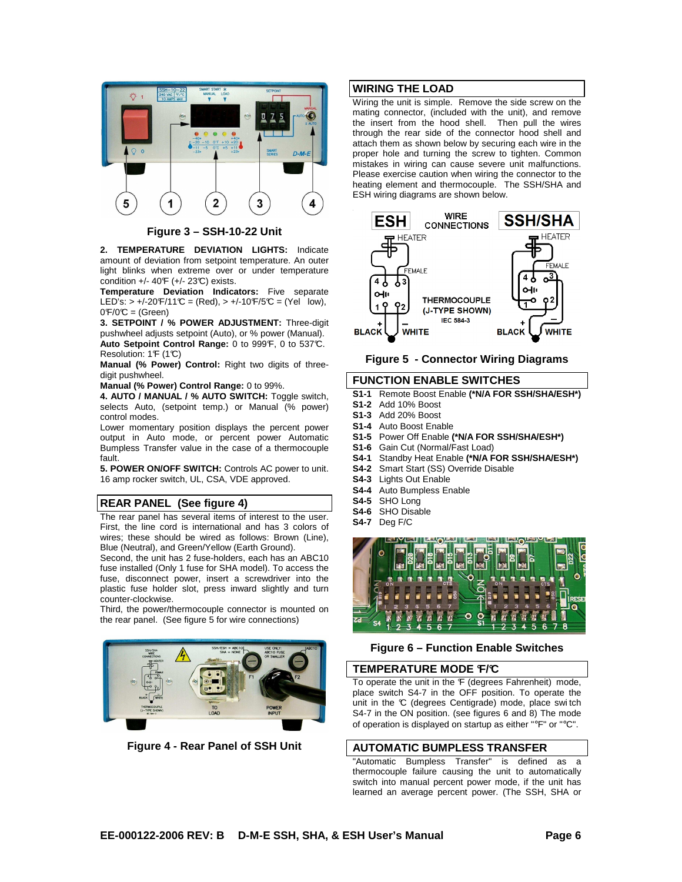Figure 3 – SSH-10-22 Unit

**2. TEMPERATURE DEVIATION LIGHTS:** Indicate amount of deviation from setpoint temperature. An outer light blinks when extreme over or under temperature condition +/- 40℉ (+/- 23℃) exists.

**Temperature Deviation Indicators:** Five separate LED's: > +/-20℉/11℃ = (Red), > +/-10℉/5℃ = (Yel low), 0℉/0℃ = (Green)

**3. SETPOINT / % POWER ADJUSTMENT:** Three-digit pushwheel adjusts setpoint (Auto), or % power (Manual).

**Auto Setpoint Control Range:** 0 to 999℉, 0 to 537℃. Resolution: 1℉ (1℃)

**Manual (% Power) Control:** Right two digits of three-digit pushwheel.

**Manual (% Power) Control Range:** 0 to 99%.

**4. AUTO / MANUAL / % AUTO SWITCH:** Toggle switch, selects Auto, (setpoint temp.) or Manual (% power) control modes.

Lower momentary position displays the percent power output in Auto mode, or percent power Automatic Bumpless Transfer value in the case of a thermocouple fault.

**5. POWER ON/OFF SWITCH:** Controls AC power to unit. 16 amp rocker switch, UL, CSA, VDE approved.

## REAR PANEL (See figure 4)

The rear panel has several items of interest to the user. First, the line cord is international and has 3 colors of wires; these should be wired as follows: Brown (Line), Blue (Neutral), and Green/Yellow (Earth Ground).

Second, the unit has 2 fuse-holders, each has an ABC10 fuse installed (Only 1 fuse for SHA model). To access the fuse, disconnect power, insert a screwdriver into the plastic fuse holder slot, press inward slightly and turn counter-clockwise.

Third, the power/thermocouple connector is mounted on the rear panel. (See figure 5 for wire connections)

Figure 4 - Rear Panel of SSH Unit

## WIRING THE LOAD

Wiring the unit is simple. Remove the side screw on the mating connector, (included with the unit), and remove the insert from the hood shell. Then pull the wires through the rear side of the connector hood shell and attach them as shown below by securing each wire in the proper hole and turning the screw to tighten. Common mistakes in wiring can cause severe unit malfunctions. Please exercise caution when wiring the connector to the heating element and thermocouple. The SSH/SHA and ESH wiring diagrams are shown below.

Figure 5 - Connector Wiring Diagrams

## FUNCTION ENABLE SWITCHES

- **S1-1** Remote Boost Enable **(*N/A FOR SSH/SHA/ESH*)**
- **S1-2** Add 10% Boost
- **S1-3** Add 20% Boost
- **S1-4** Auto Boost Enable
- **S1-5** Power Off Enable **(*N/A FOR SSH/SHA/ESH*)**
- **S1-6** Gain Cut (Normal/Fast Load)
- **S4-1** Standby Heat Enable **(*N/A FOR SSH/SHA/ESH*)**
- **S4-2** Smart Start (SS) Override Disable
- **S4-3** Lights Out Enable
- **S4-4** Auto Bumpless Enable
- **S4-5** SHO Long
- **S4-6** SHO Disable
- **S4-7** Deg F/C

Figure 6 – Function Enable Switches

## TEMPERATURE MODE ℉/℃

To operate the unit in the ℉ (degrees Fahrenheit) mode, place switch S4-7 in the OFF position. To operate the unit in the ℃ (degrees Centigrade) mode, place swi tch S4-7 in the ON position. (see figures 6 and 8) The mode of operation is displayed on startup as either "°F" or "°C".

## AUTOMATIC BUMPLESS TRANSFER

"Automatic Bumpless Transfer" is defined as a thermocouple failure causing the unit to automatically switch into manual percent power mode, if the unit has learned an average percent power. (The SSH, SHA or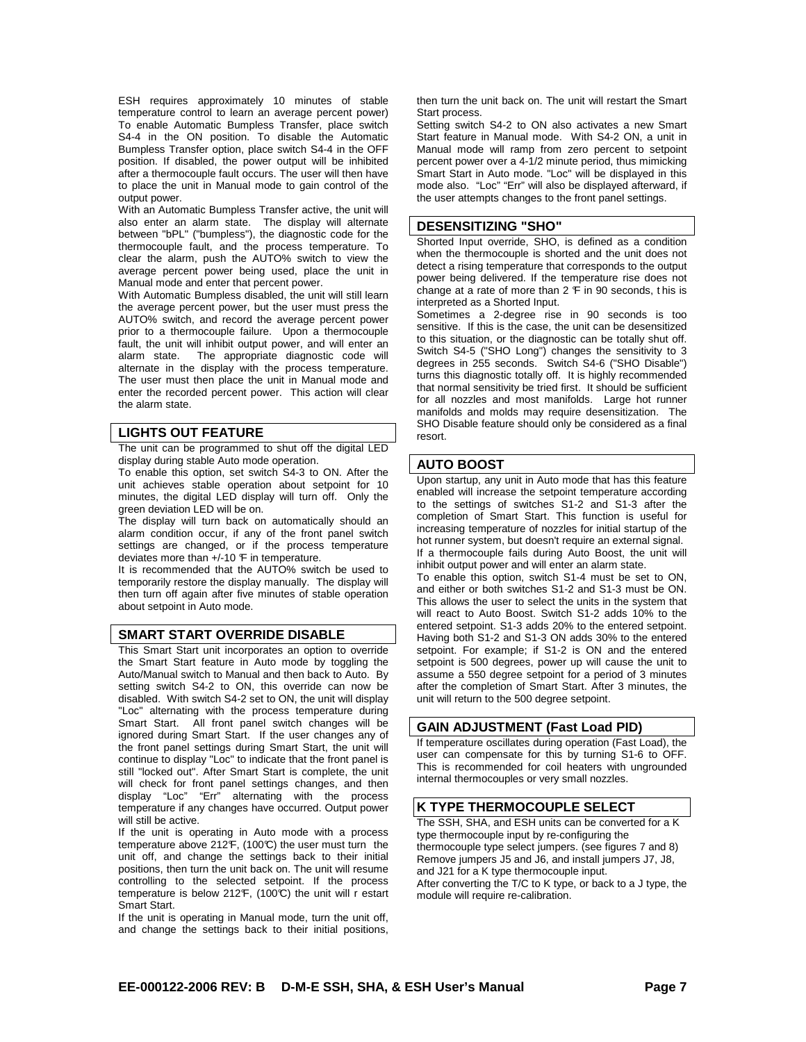ESH requires approximately 10 minutes of stable temperature control to learn an average percent power) To enable Automatic Bumpless Transfer, place switch S4-4 in the ON position. To disable the Automatic Bumpless Transfer option, place switch S4-4 in the OFF position. If disabled, the power output will be inhibited after a thermocouple fault occurs. The user will then have to place the unit in Manual mode to gain control of the output power.

With an Automatic Bumpless Transfer active, the unit will also enter an alarm state. The display will alternate between "bPL" ("bumpless"), the diagnostic code for the thermocouple fault, and the process temperature. To clear the alarm, push the AUTO% switch to view the average percent power being used, place the unit in Manual mode and enter that percent power.

With Automatic Bumpless disabled, the unit will still learn the average percent power, but the user must press the AUTO% switch, and record the average percent power prior to a thermocouple failure. Upon a thermocouple fault, the unit will inhibit output power, and will enter an alarm state. The appropriate diagnostic code will alternate in the display with the process temperature. The user must then place the unit in Manual mode and enter the recorded percent power. This action will clear the alarm state.

## LIGHTS OUT FEATURE

The unit can be programmed to shut off the digital LED display during stable Auto mode operation.

To enable this option, set switch S4-3 to ON. After the unit achieves stable operation about setpoint for 10 minutes, the digital LED display will turn off. Only the green deviation LED will be on.

The display will turn back on automatically should an alarm condition occur, if any of the front panel switch settings are changed, or if the process temperature deviates more than +/-10 ℉ in temperature.

It is recommended that the AUTO% switch be used to temporarily restore the display manually. The display will then turn off again after five minutes of stable operation about setpoint in Auto mode.

## SMART START OVERRIDE DISABLE

This Smart Start unit incorporates an option to override the Smart Start feature in Auto mode by toggling the Auto/Manual switch to Manual and then back to Auto. By setting switch S4-2 to ON, this override can now be disabled. With switch S4-2 set to ON, the unit will display "Loc" alternating with the process temperature during Smart Start. All front panel switch changes will be ignored during Smart Start. If the user changes any of the front panel settings during Smart Start, the unit will continue to display "Loc" to indicate that the front panel is still "locked out". After Smart Start is complete, the unit will check for front panel settings changes, and then display "Loc" "Err" alternating with the process temperature if any changes have occurred. Output power will still be active.

If the unit is operating in Auto mode with a process temperature above 212℉, (100℃) the user must turn the unit off, and change the settings back to their initial positions, then turn the unit back on. The unit will resume controlling to the selected setpoint. If the process temperature is below 212℉, (100℃) the unit will restart Smart Start.

If the unit is operating in Manual mode, turn the unit off, and change the settings back to their initial positions, then turn the unit back on. The unit will restart the Smart Start process.

Setting switch S4-2 to ON also activates a new Smart Start feature in Manual mode. With S4-2 ON, a unit in Manual mode will ramp from zero percent to setpoint percent power over a 4-1/2 minute period, thus mimicking Smart Start in Auto mode. "Loc" will be displayed in this mode also. "Loc" "Err" will also be displayed afterward, if the user attempts changes to the front panel settings.

## DESENSITIZING "SHO"

Shorted Input override, SHO, is defined as a condition when the thermocouple is shorted and the unit does not detect a rising temperature that corresponds to the output power being delivered. If the temperature rise does not change at a rate of more than 2 ℉ in 90 seconds, this is interpreted as a Shorted Input.

Sometimes a 2-degree rise in 90 seconds is too sensitive. If this is the case, the unit can be desensitized to this situation, or the diagnostic can be totally shut off. Switch S4-5 ("SHO Long") changes the sensitivity to 3 degrees in 255 seconds. Switch S4-6 ("SHO Disable") turns this diagnostic totally off. It is highly recommended that normal sensitivity be tried first. It should be sufficient for all nozzles and most manifolds. Large hot runner manifolds and molds may require desensitization. The SHO Disable feature should only be considered as a final resort.

## AUTO BOOST

Upon startup, any unit in Auto mode that has this feature enabled will increase the setpoint temperature according to the settings of switches S1-2 and S1-3 after the completion of Smart Start. This function is useful for increasing temperature of nozzles for initial startup of the hot runner system, but doesn't require an external signal.

If a thermocouple fails during Auto Boost, the unit will inhibit output power and will enter an alarm state.

To enable this option, switch S1-4 must be set to ON, and either or both switches S1-2 and S1-3 must be ON. This allows the user to select the units in the system that will react to Auto Boost. Switch S1-2 adds 10% to the entered setpoint. S1-3 adds 20% to the entered setpoint. Having both S1-2 and S1-3 ON adds 30% to the entered setpoint. For example; if S1-2 is ON and the entered setpoint is 500 degrees, power up will cause the unit to assume a 550 degree setpoint for a period of 3 minutes after the completion of Smart Start. After 3 minutes, the unit will return to the 500 degree setpoint.

## GAIN ADJUSTMENT (Fast Load PID)

If temperature oscillates during operation (Fast Load), the user can compensate for this by turning S1-6 to OFF. This is recommended for coil heaters with ungrounded internal thermocouples or very small nozzles.

## K TYPE THERMOCOUPLE SELECT

The SSH, SHA, and ESH units can be converted for a K type thermocouple input by re-configuring the thermocouple type select jumpers. (see figures 7 and 8) Remove jumpers J5 and J6, and install jumpers J7, J8, and J21 for a K type thermocouple input.

After converting the T/C to K type, or back to a J type, the module will require re-calibration.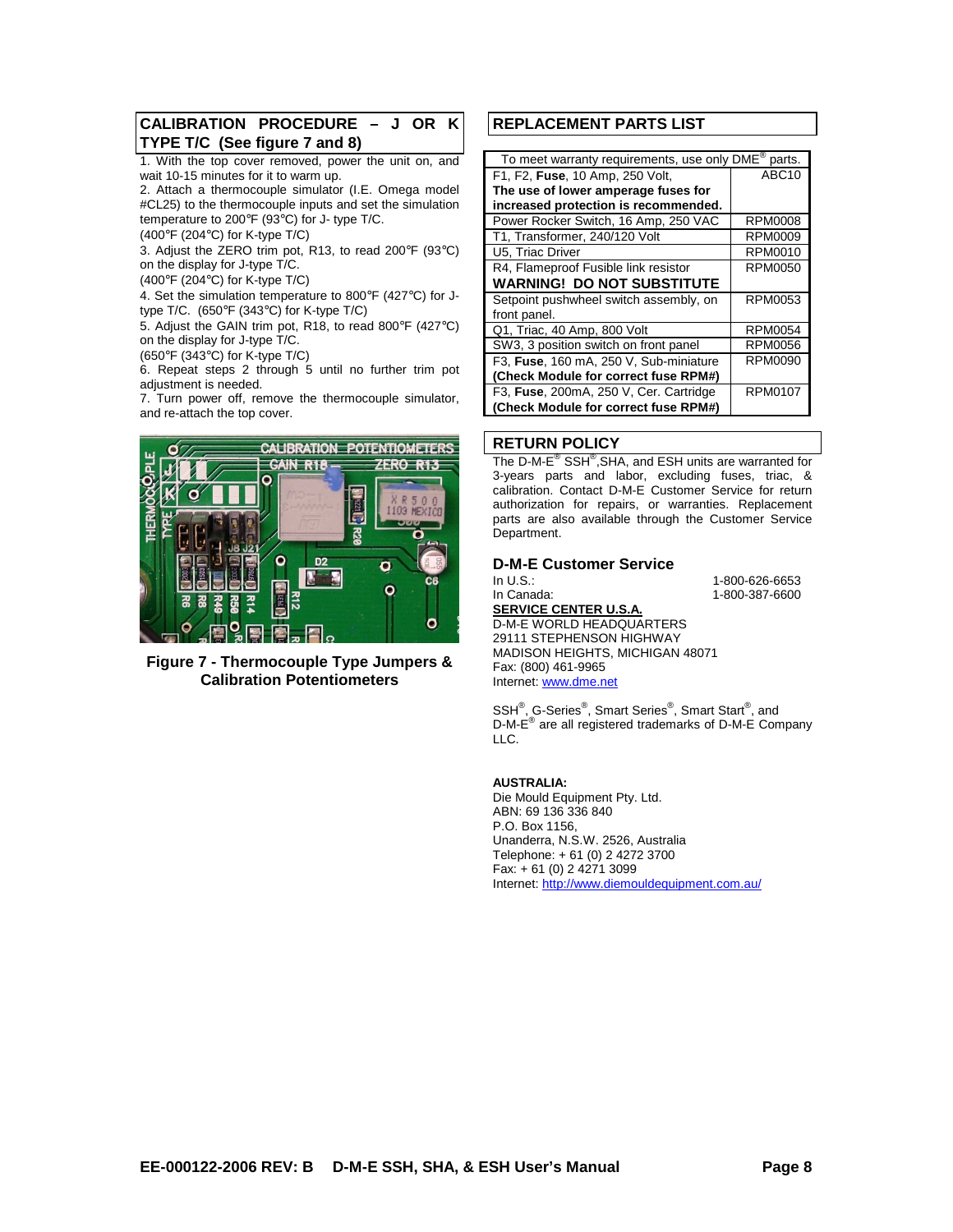## CALIBRATION PROCEDURE – J OR K TYPE T/C (See figure 7 and 8)

1. With the top cover removed, power the unit on, and wait 10-15 minutes for it to warm up.
2. Attach a thermocouple simulator (I.E. Omega model #CL25) to the thermocouple inputs and set the simulation temperature to 200°F (93°C) for J- type T/C. (400°F (204°C) for K-type T/C)
3. Adjust the ZERO trim pot, R13, to read 200°F (93°C) on the display for J-type T/C. (400°F (204°C) for K-type T/C)
4. Set the simulation temperature to 800°F (427°C) for J-type T/C. (650°F (343°C) for K-type T/C)
5. Adjust the GAIN trim pot, R18, to read 800°F (427°C) on the display for J-type T/C. (650°F (343°C) for K-type T/C)
6. Repeat steps 2 through 5 until no further trim pot adjustment is needed.
7. Turn power off, remove the thermocouple simulator, and re-attach the top cover.

**Figure 7 - Thermocouple Type Jumpers & Calibration Potentiometers**

## REPLACEMENT PARTS LIST

| To meet warranty requirements, use only DME® parts. | |
|---|---|
| F1, F2, **Fuse**, 10 Amp, 250 Volt, **The use of lower amperage fuses for increased protection is recommended.** | ABC10 |
| Power Rocker Switch, 16 Amp, 250 VAC | RPM0008 |
| T1, Transformer, 240/120 Volt | RPM0009 |
| U5, Triac Driver | RPM0010 |
| R4, Flameproof Fusible link resistor **WARNING! DO NOT SUBSTITUTE** | RPM0050 |
| Setpoint pushwheel switch assembly, on front panel. | RPM0053 |
| Q1, Triac, 40 Amp, 800 Volt | RPM0054 |
| SW3, 3 position switch on front panel | RPM0056 |
| F3, **Fuse**, 160 mA, 250 V, Sub-miniature **(Check Module for correct fuse RPM#)** | RPM0090 |
| F3, **Fuse**, 200mA, 250 V, Cer. Cartridge **(Check Module for correct fuse RPM#)** | RPM0107 |

## RETURN POLICY

The D-M-E® SSH®,SHA, and ESH units are warranted for 3-years parts and labor, excluding fuses, triac, & calibration. Contact D-M-E Customer Service for return authorization for repairs, or warranties. Replacement parts are also available through the Customer Service Department.

### D-M-E Customer Service

In U.S.: 1-800-626-6653
In Canada: 1-800-387-6600

**SERVICE CENTER U.S.A.**
D-M-E WORLD HEADQUARTERS
29111 STEPHENSON HIGHWAY
MADISON HEIGHTS, MICHIGAN 48071
Fax: (800) 461-9965
Internet: www.dme.net

SSH®, G-Series®, Smart Series®, Smart Start®, and D-M-E® are all registered trademarks of D-M-E Company LLC.

**AUSTRALIA:**
Die Mould Equipment Pty. Ltd.
ABN: 69 136 336 840
P.O. Box 1156,
Unanderra, N.S.W. 2526, Australia
Telephone: + 61 (0) 2 4272 3700
Fax: + 61 (0) 2 4271 3099
Internet: http://www.diemouldequipment.com.au/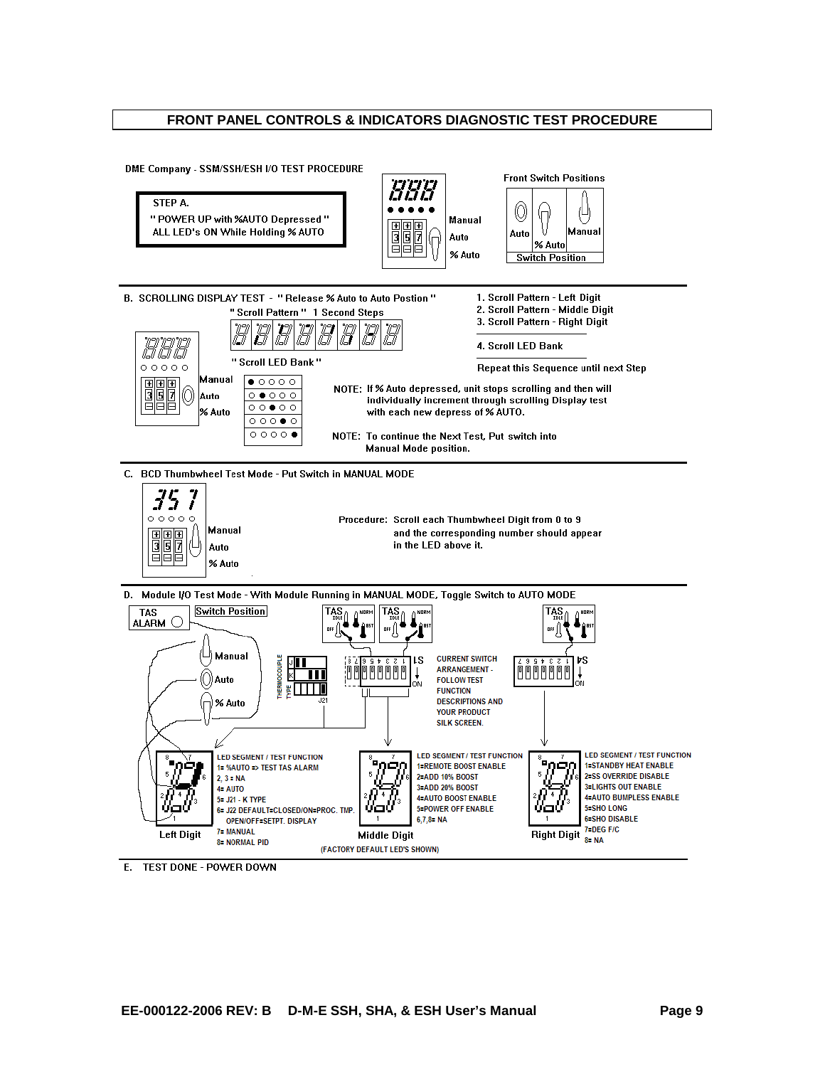# FRONT PANEL CONTROLS & INDICATORS DIAGNOSTIC TEST PROCEDURE

DME Company - SSM/SSH/ESH I/O TEST PROCEDURE

**STEP A.**
" POWER UP with %AUTO Depressed "
ALL LED's ON While Holding % AUTO

Manual
Auto
% Auto

Front Switch Positions

Auto | % Auto | Manual

Switch Position

---

B. SCROLLING DISPLAY TEST - " Release % Auto to Auto Postion "

" Scroll Pattern " 1 Second Steps

" Scroll LED Bank "

Manual
Auto
% Auto

1. Scroll Pattern - Left Digit
2. Scroll Pattern - Middle Digit
3. Scroll Pattern - Right Digit
4. Scroll LED Bank

Repeat this Sequence until next Step

NOTE: If % Auto depressed, unit stops scrolling and then will individually increment through scrolling Display test with each new depress of % AUTO.

NOTE: To continue the Next Test, Put switch into Manual Mode position.

---

C. BCD Thumbwheel Test Mode - Put Switch in MANUAL MODE

Manual
Auto
% Auto

Procedure: Scroll each Thumbwheel Digit from 0 to 9 and the corresponding number should appear in the LED above it.

---

D. Module I/O Test Mode - With Module Running in MANUAL MODE, Toggle Switch to AUTO MODE

TAS ALARM

Switch Position

Manual
Auto
% Auto

THERMOCOUPLE TYPE: J, K — J21

S1 — ON

S4 — ON

CURRENT SWITCH ARRANGEMENT - FOLLOW TEST FUNCTION DESCRIPTIONS AND YOUR PRODUCT SILK SCREEN.

**Left Digit**

LED SEGMENT / TEST FUNCTION
1= %AUTO => TEST TAS ALARM
2, 3 = NA
4= AUTO
5= J21 - K TYPE
6= J22 DEFAULT=CLOSED/ON=PROC. TMP. OPEN/OFF=SETPT. DISPLAY
7= MANUAL
8= NORMAL PID

**Middle Digit**

LED SEGMENT / TEST FUNCTION
1=REMOTE BOOST ENABLE
2=ADD 10% BOOST
3=ADD 20% BOOST
4=AUTO BOOST ENABLE
5=POWER OFF ENABLE
6,7,8= NA

**Right Digit**

LED SEGMENT / TEST FUNCTION
1=STANDBY HEAT ENABLE
2=SS OVERRIDE DISABLE
3=LIGHTS OUT ENABLE
4=AUTO BUMPLESS ENABLE
5=SHO LONG
6=SHO DISABLE
7=DEG F/C
8= NA

(FACTORY DEFAULT LED'S SHOWN)

---

E. TEST DONE - POWER DOWN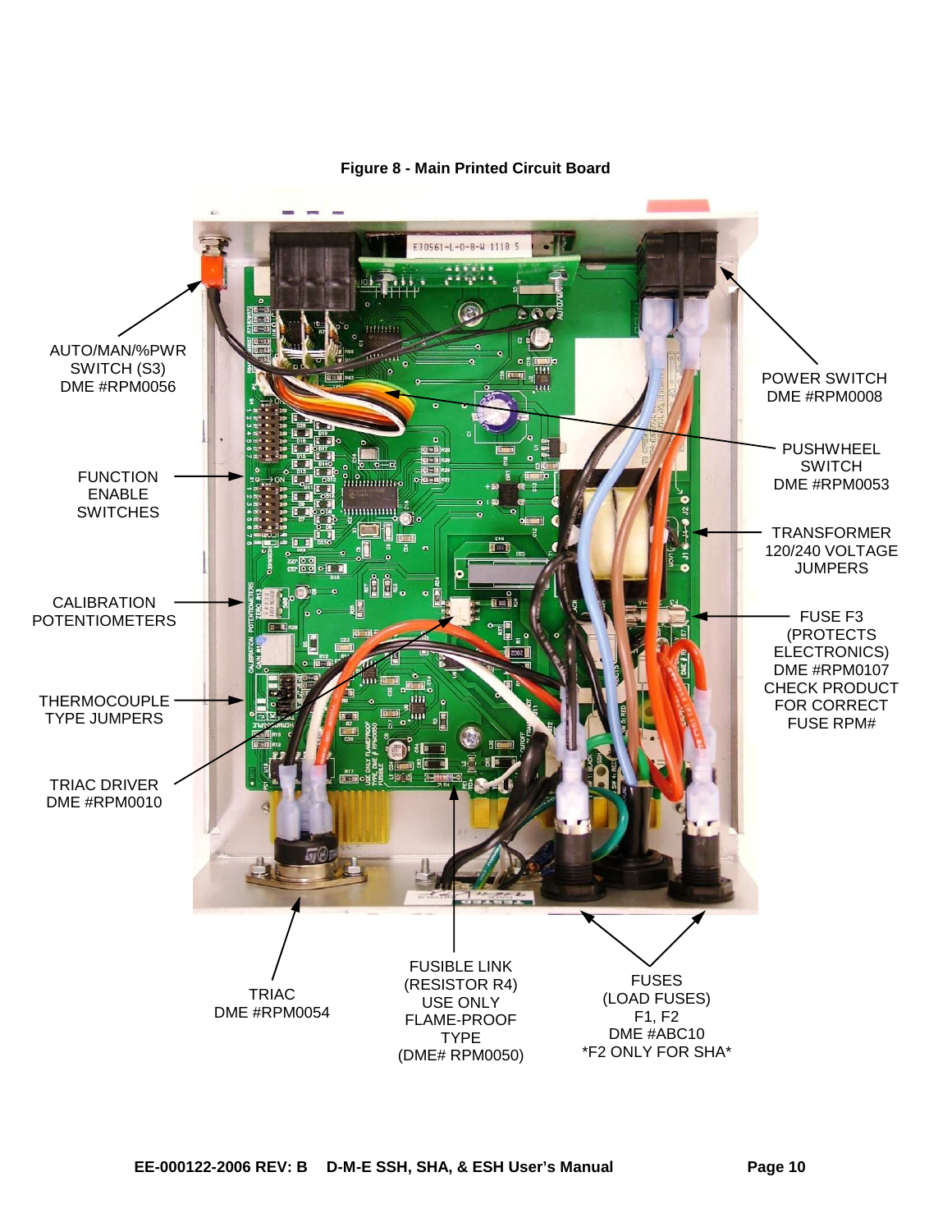**Figure 8 - Main Printed Circuit Board**

AUTO/MAN/%PWR SWITCH (S3) DME #RPM0056

FUNCTION ENABLE SWITCHES

CALIBRATION POTENTIOMETERS

THERMOCOUPLE TYPE JUMPERS

TRIAC DRIVER DME #RPM0010

POWER SWITCH DME #RPM0008

PUSHWHEEL SWITCH DME #RPM0053

TRANSFORMER 120/240 VOLTAGE JUMPERS

FUSE F3 (PROTECTS ELECTRONICS) DME #RPM0107 CHECK PRODUCT FOR CORRECT FUSE RPM#

TRIAC DME #RPM0054

FUSIBLE LINK (RESISTOR R4) USE ONLY FLAME-PROOF TYPE (DME# RPM0050)

FUSES (LOAD FUSES) F1, F2 DME #ABC10 *F2 ONLY FOR SHA*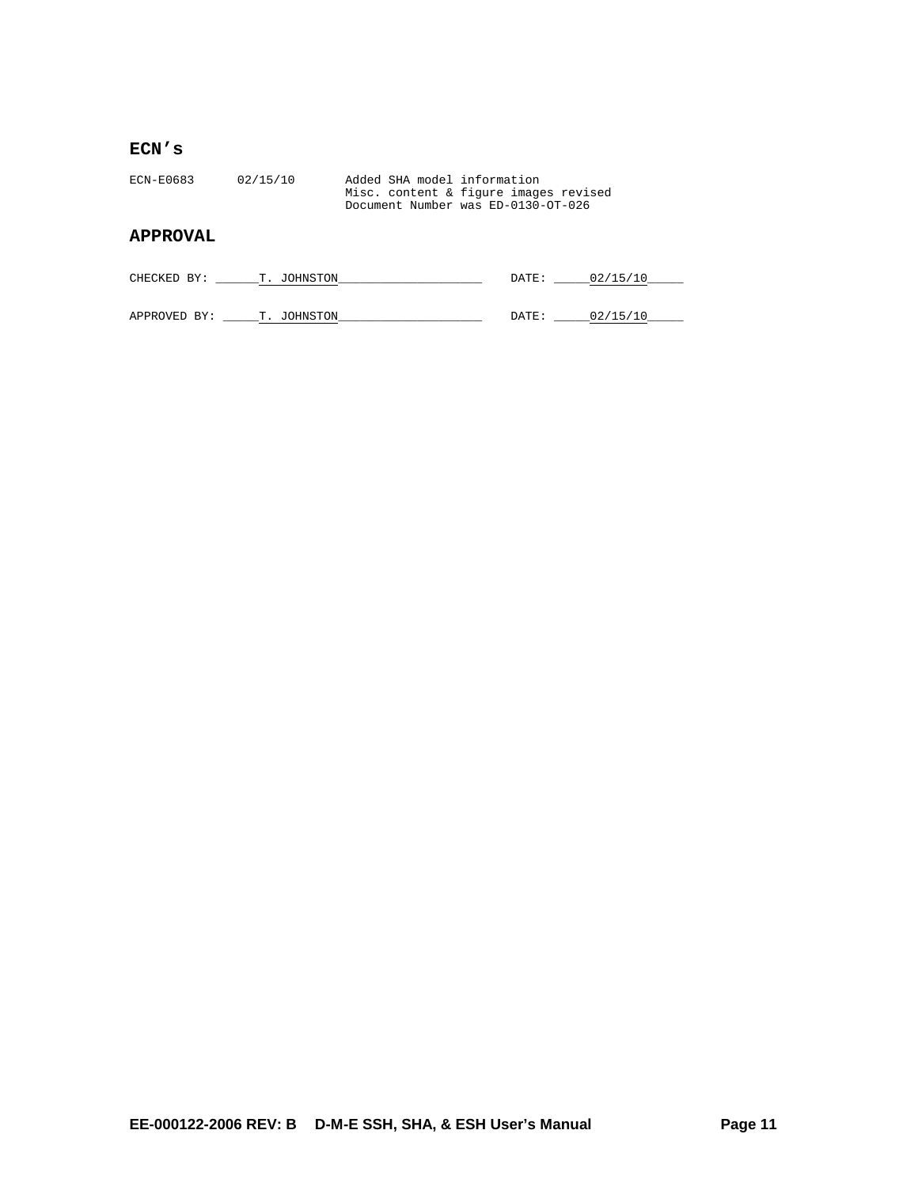## ECN's

| | | |
|---|---|---|
| ECN-E0683 | 02/15/10 | Added SHA model information<br>Misc. content & figure images revised<br>Document Number was ED-0130-OT-026 |

## APPROVAL

CHECKED BY: ______T. JOHNSTON____________________ DATE: _____02/15/10_____

APPROVED BY: _____T. JOHNSTON____________________ DATE: _____02/15/10_____